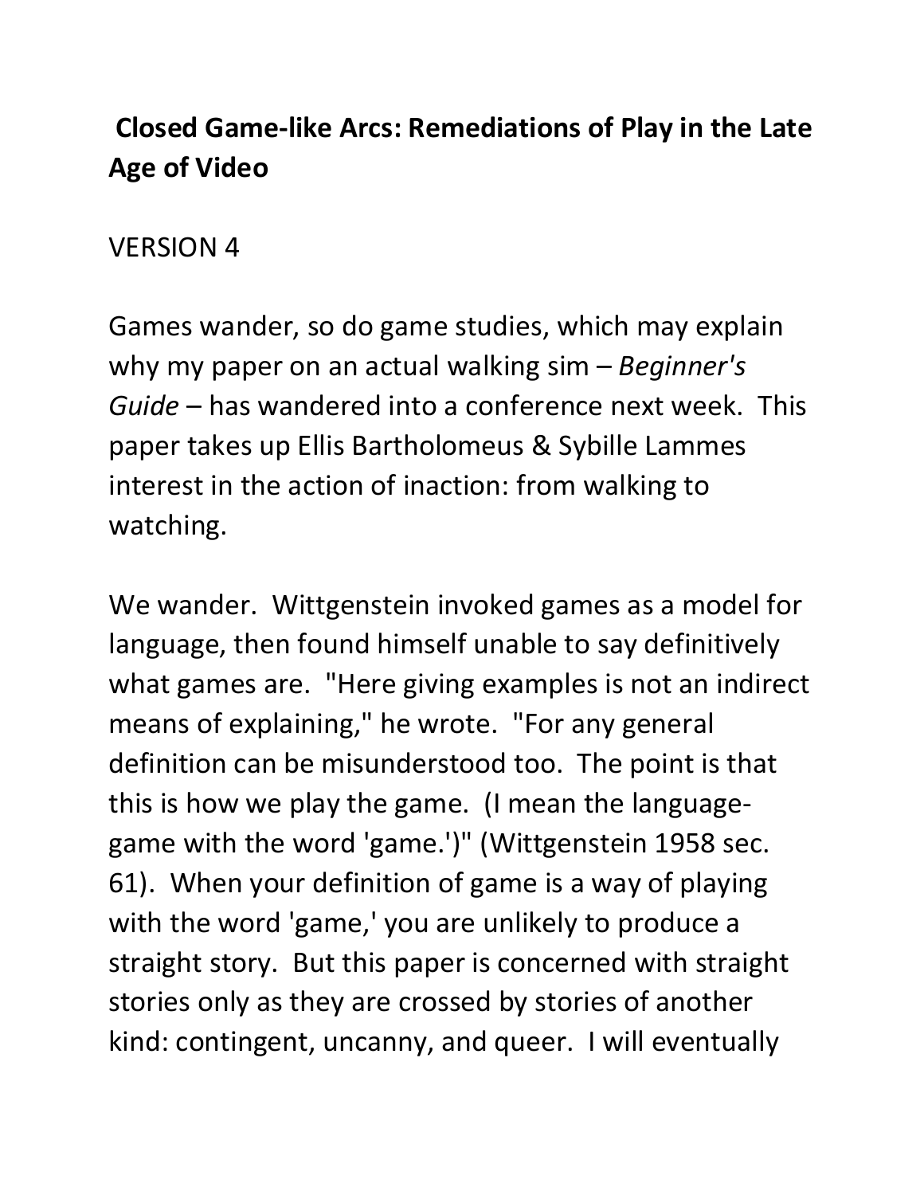# Closed Game-like Arcs: Remediations of Play in the Late Age of Video

VERSION 4

Games wander, so do game studies, which may explain why my paper on an actual walking sim – *Beginner's Guide* – has wandered into a conference next week. This paper takes up Ellis Bartholomeus & Sybille Lammes interest in the action of inaction: from walking to watching.

We wander. Wittgenstein invoked games as a model for language, then found himself unable to say definitively what games are. "Here giving examples is not an indirect means of explaining," he wrote. "For any general definition can be misunderstood too. The point is that this is how we play the game. (I mean the language-game with the word 'game.')" (Wittgenstein 1958 sec. 61). When your definition of game is a way of playing with the word 'game,' you are unlikely to produce a straight story. But this paper is concerned with straight stories only as they are crossed by stories of another kind: contingent, uncanny, and queer. I will eventually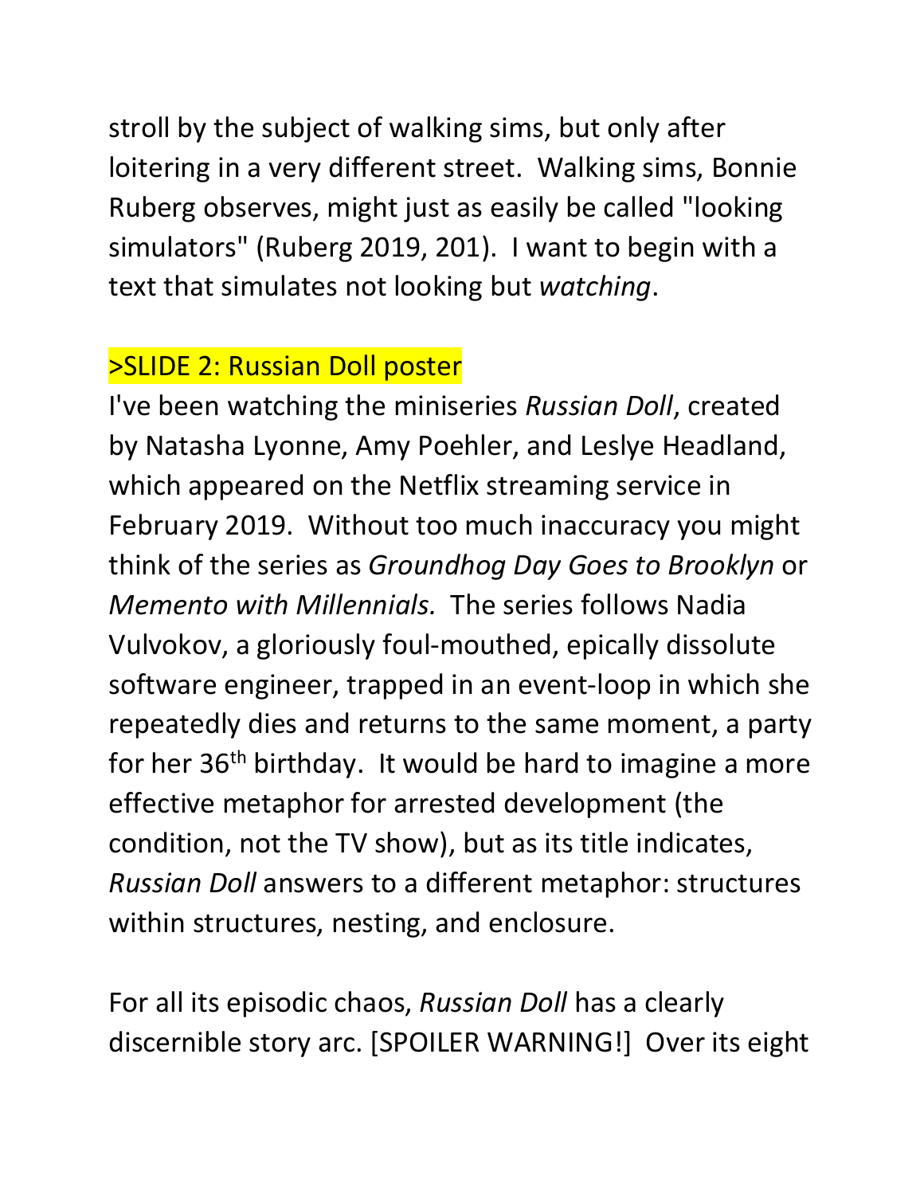stroll by the subject of walking sims, but only after loitering in a very different street. Walking sims, Bonnie Ruberg observes, might just as easily be called "looking simulators" (Ruberg 2019, 201). I want to begin with a text that simulates not looking but *watching*.

>SLIDE 2: Russian Doll poster

I've been watching the miniseries *Russian Doll*, created by Natasha Lyonne, Amy Poehler, and Leslye Headland, which appeared on the Netflix streaming service in February 2019. Without too much inaccuracy you might think of the series as *Groundhog Day Goes to Brooklyn* or *Memento with Millennials.* The series follows Nadia Vulvokov, a gloriously foul-mouthed, epically dissolute software engineer, trapped in an event-loop in which she repeatedly dies and returns to the same moment, a party for her 36th birthday. It would be hard to imagine a more effective metaphor for arrested development (the condition, not the TV show), but as its title indicates, *Russian Doll* answers to a different metaphor: structures within structures, nesting, and enclosure.

For all its episodic chaos, *Russian Doll* has a clearly discernible story arc. [SPOILER WARNING!] Over its eight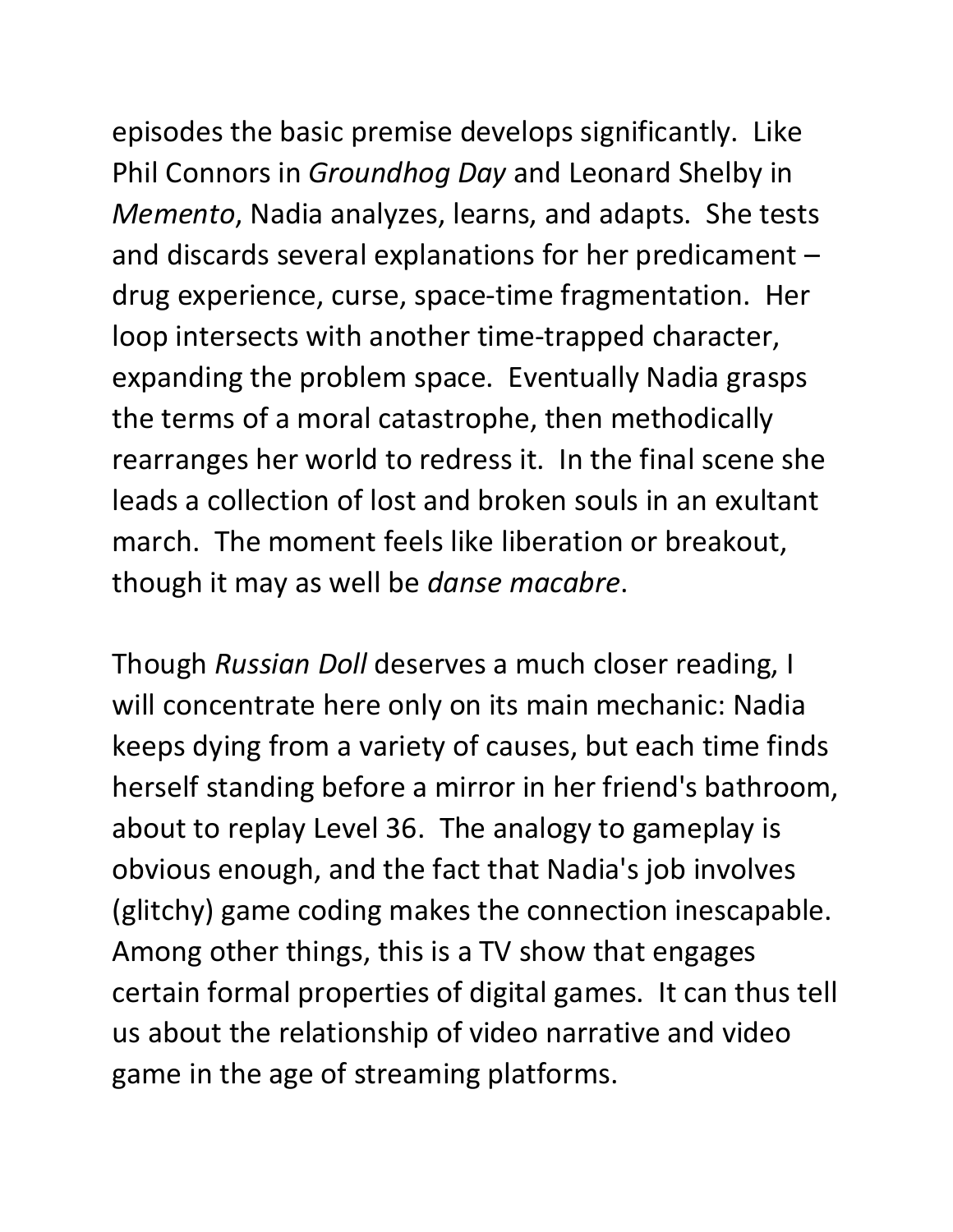episodes the basic premise develops significantly. Like Phil Connors in *Groundhog Day* and Leonard Shelby in *Memento*, Nadia analyzes, learns, and adapts. She tests and discards several explanations for her predicament – drug experience, curse, space-time fragmentation. Her loop intersects with another time-trapped character, expanding the problem space. Eventually Nadia grasps the terms of a moral catastrophe, then methodically rearranges her world to redress it. In the final scene she leads a collection of lost and broken souls in an exultant march. The moment feels like liberation or breakout, though it may as well be *danse macabre*.

Though *Russian Doll* deserves a much closer reading, I will concentrate here only on its main mechanic: Nadia keeps dying from a variety of causes, but each time finds herself standing before a mirror in her friend's bathroom, about to replay Level 36. The analogy to gameplay is obvious enough, and the fact that Nadia's job involves (glitchy) game coding makes the connection inescapable. Among other things, this is a TV show that engages certain formal properties of digital games. It can thus tell us about the relationship of video narrative and video game in the age of streaming platforms.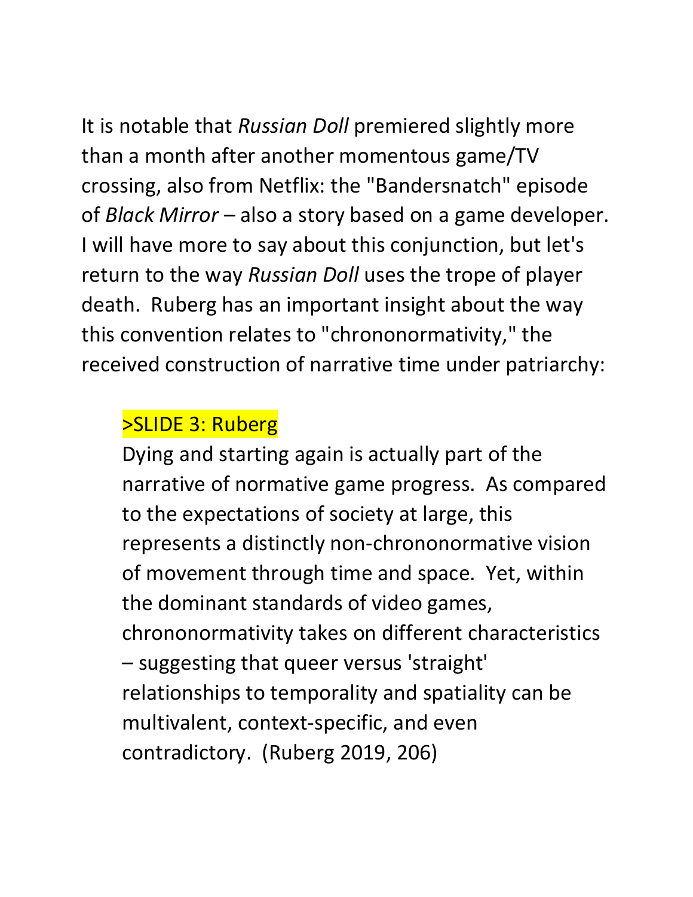It is notable that *Russian Doll* premiered slightly more than a month after another momentous game/TV crossing, also from Netflix: the "Bandersnatch" episode of *Black Mirror* – also a story based on a game developer. I will have more to say about this conjunction, but let's return to the way *Russian Doll* uses the trope of player death. Ruberg has an important insight about the way this convention relates to "chrononormativity," the received construction of narrative time under patriarchy:

> >SLIDE 3: Ruberg
>
> Dying and starting again is actually part of the narrative of normative game progress. As compared to the expectations of society at large, this represents a distinctly non-chrononormative vision of movement through time and space. Yet, within the dominant standards of video games, chrononormativity takes on different characteristics – suggesting that queer versus 'straight' relationships to temporality and spatiality can be multivalent, context-specific, and even contradictory. (Ruberg 2019, 206)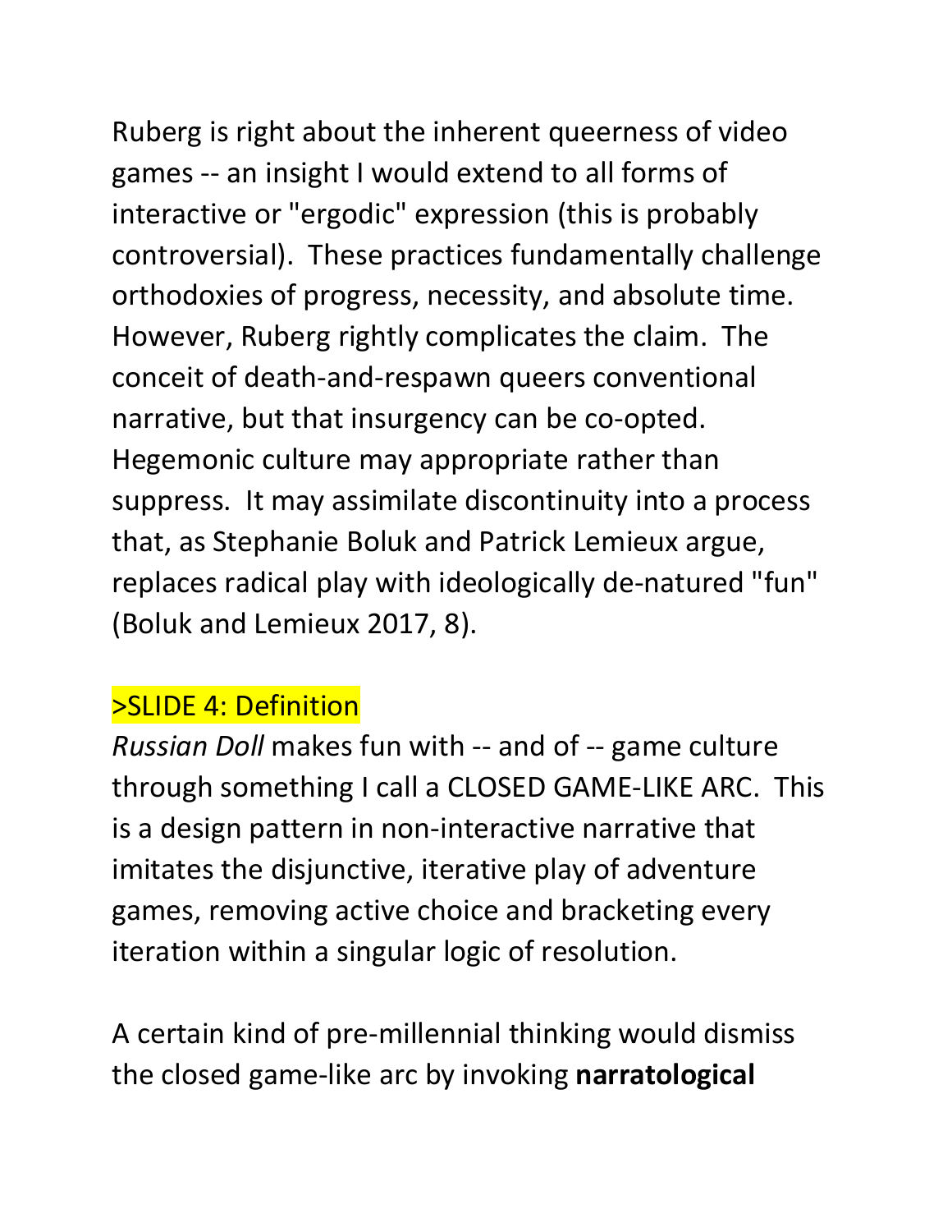Ruberg is right about the inherent queerness of video games -- an insight I would extend to all forms of interactive or "ergodic" expression (this is probably controversial). These practices fundamentally challenge orthodoxies of progress, necessity, and absolute time. However, Ruberg rightly complicates the claim. The conceit of death-and-respawn queers conventional narrative, but that insurgency can be co-opted. Hegemonic culture may appropriate rather than suppress. It may assimilate discontinuity into a process that, as Stephanie Boluk and Patrick Lemieux argue, replaces radical play with ideologically de-natured "fun" (Boluk and Lemieux 2017, 8).

>SLIDE 4: Definition

*Russian Doll* makes fun with -- and of -- game culture through something I call a CLOSED GAME-LIKE ARC. This is a design pattern in non-interactive narrative that imitates the disjunctive, iterative play of adventure games, removing active choice and bracketing every iteration within a singular logic of resolution.

A certain kind of pre-millennial thinking would dismiss the closed game-like arc by invoking **narratological**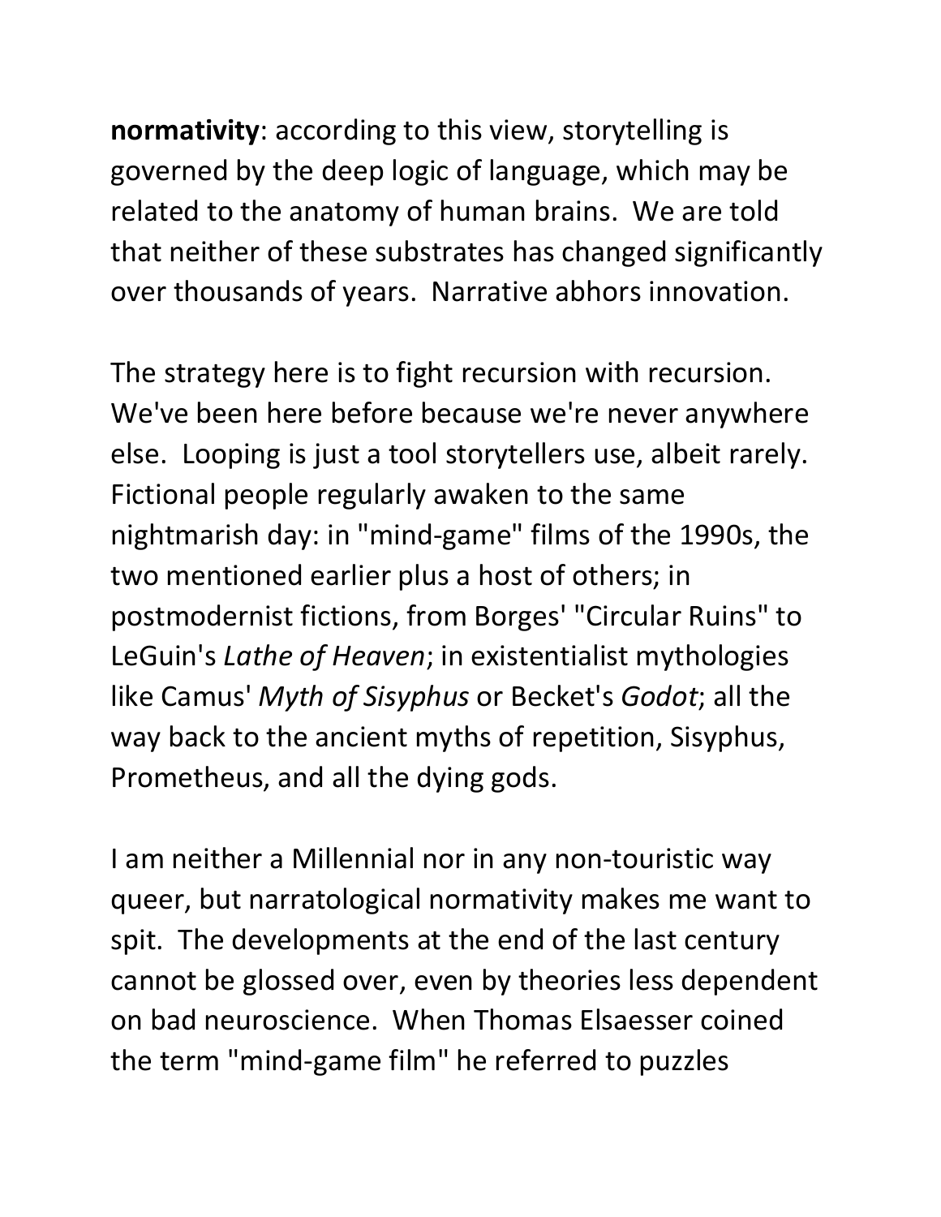**normativity**: according to this view, storytelling is governed by the deep logic of language, which may be related to the anatomy of human brains. We are told that neither of these substrates has changed significantly over thousands of years. Narrative abhors innovation.

The strategy here is to fight recursion with recursion. We've been here before because we're never anywhere else. Looping is just a tool storytellers use, albeit rarely. Fictional people regularly awaken to the same nightmarish day: in "mind-game" films of the 1990s, the two mentioned earlier plus a host of others; in postmodernist fictions, from Borges' "Circular Ruins" to LeGuin's *Lathe of Heaven*; in existentialist mythologies like Camus' *Myth of Sisyphus* or Becket's *Godot*; all the way back to the ancient myths of repetition, Sisyphus, Prometheus, and all the dying gods.

I am neither a Millennial nor in any non-touristic way queer, but narratological normativity makes me want to spit. The developments at the end of the last century cannot be glossed over, even by theories less dependent on bad neuroscience. When Thomas Elsaesser coined the term "mind-game film" he referred to puzzles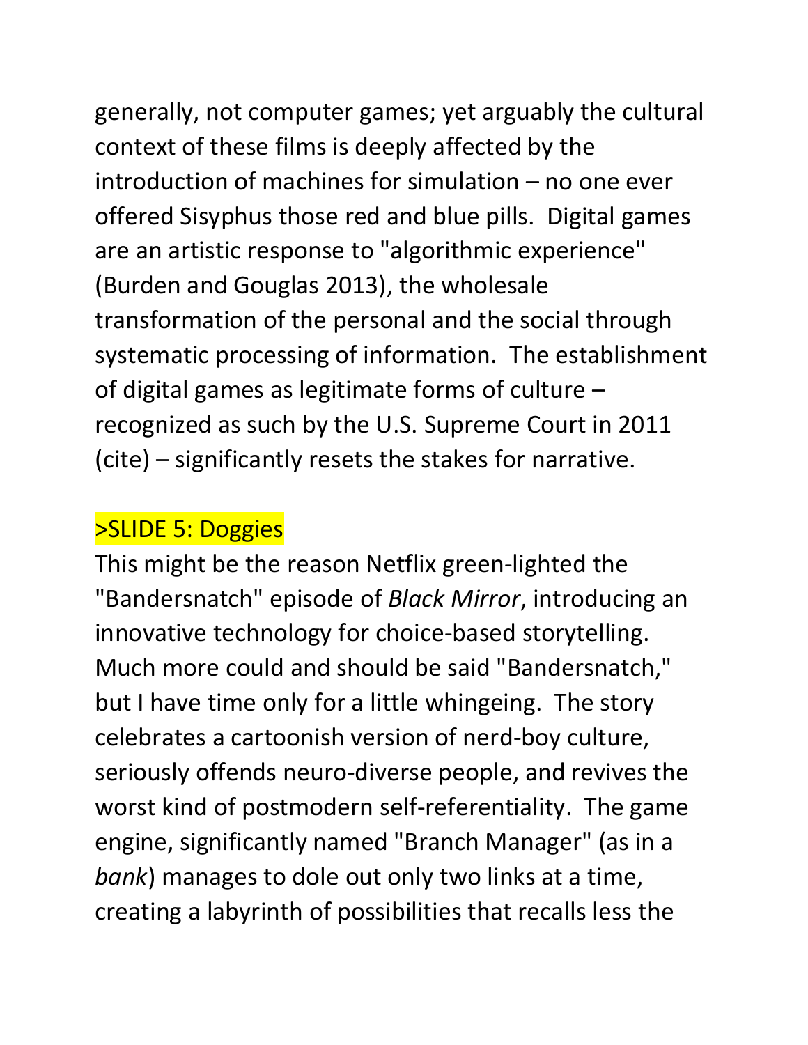generally, not computer games; yet arguably the cultural context of these films is deeply affected by the introduction of machines for simulation – no one ever offered Sisyphus those red and blue pills.  Digital games are an artistic response to "algorithmic experience" (Burden and Gouglas 2013), the wholesale transformation of the personal and the social through systematic processing of information.  The establishment of digital games as legitimate forms of culture – recognized as such by the U.S. Supreme Court in 2011 (cite) – significantly resets the stakes for narrative.

>SLIDE 5: Doggies

This might be the reason Netflix green-lighted the "Bandersnatch" episode of *Black Mirror*, introducing an innovative technology for choice-based storytelling.  Much more could and should be said "Bandersnatch," but I have time only for a little whingeing.  The story celebrates a cartoonish version of nerd-boy culture, seriously offends neuro-diverse people, and revives the worst kind of postmodern self-referentiality.  The game engine, significantly named "Branch Manager" (as in a *bank*) manages to dole out only two links at a time, creating a labyrinth of possibilities that recalls less the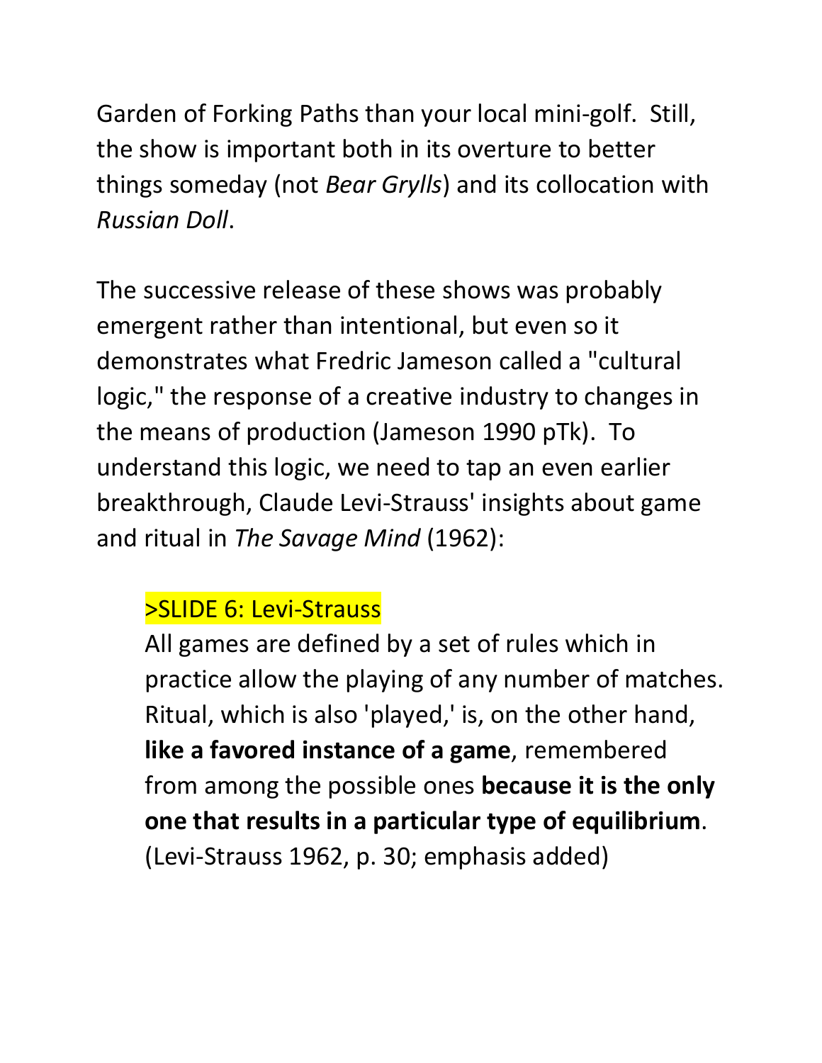Garden of Forking Paths than your local mini-golf. Still, the show is important both in its overture to better things someday (not *Bear Grylls*) and its collocation with *Russian Doll*.

The successive release of these shows was probably emergent rather than intentional, but even so it demonstrates what Fredric Jameson called a "cultural logic," the response of a creative industry to changes in the means of production (Jameson 1990 pTk). To understand this logic, we need to tap an even earlier breakthrough, Claude Levi-Strauss' insights about game and ritual in *The Savage Mind* (1962):

>SLIDE 6: Levi-Strauss

> All games are defined by a set of rules which in practice allow the playing of any number of matches. Ritual, which is also 'played,' is, on the other hand, **like a favored instance of a game**, remembered from among the possible ones **because it is the only one that results in a particular type of equilibrium**. (Levi-Strauss 1962, p. 30; emphasis added)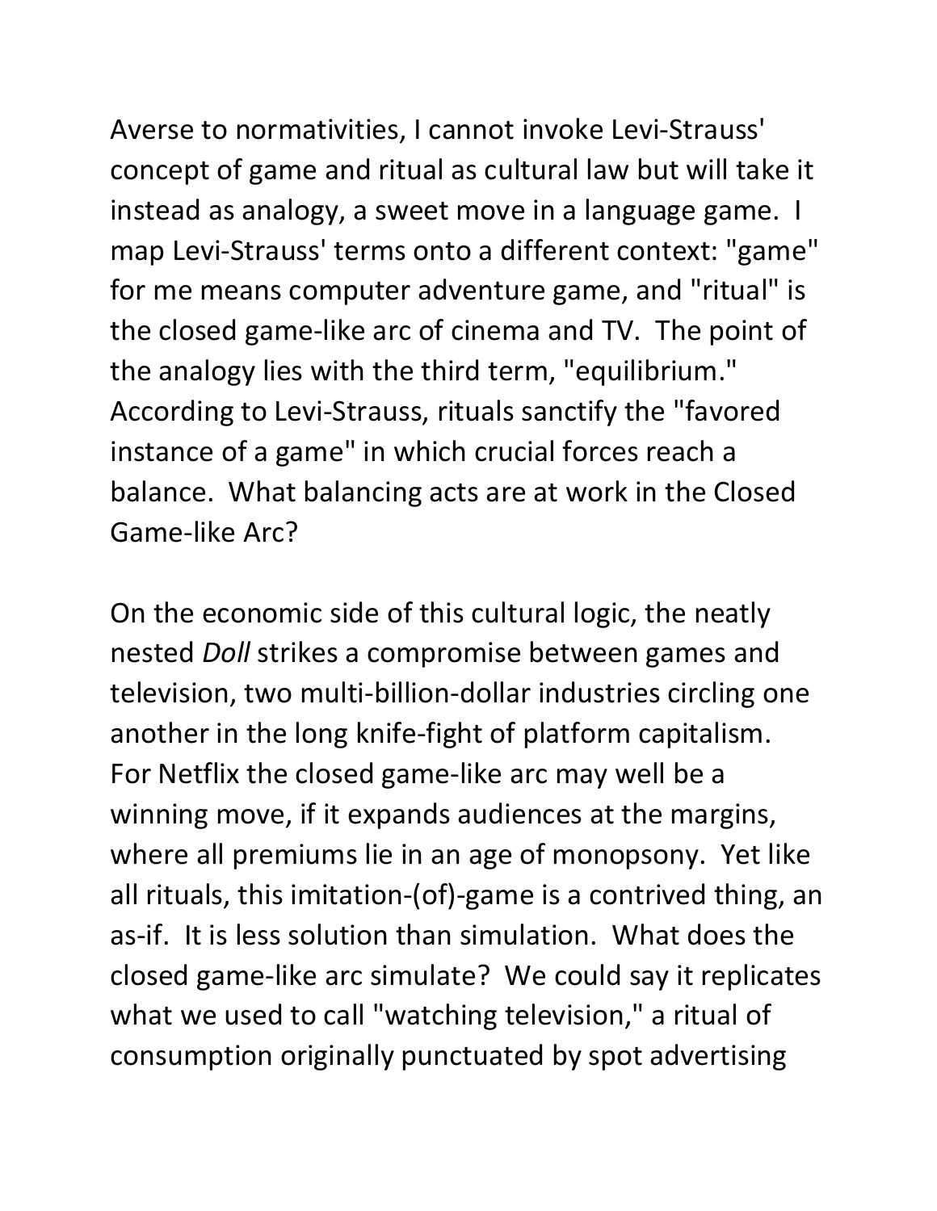Averse to normativities, I cannot invoke Levi-Strauss' concept of game and ritual as cultural law but will take it instead as analogy, a sweet move in a language game. I map Levi-Strauss' terms onto a different context: "game" for me means computer adventure game, and "ritual" is the closed game-like arc of cinema and TV. The point of the analogy lies with the third term, "equilibrium." According to Levi-Strauss, rituals sanctify the "favored instance of a game" in which crucial forces reach a balance. What balancing acts are at work in the Closed Game-like Arc?

On the economic side of this cultural logic, the neatly nested *Doll* strikes a compromise between games and television, two multi-billion-dollar industries circling one another in the long knife-fight of platform capitalism. For Netflix the closed game-like arc may well be a winning move, if it expands audiences at the margins, where all premiums lie in an age of monopsony. Yet like all rituals, this imitation-(of)-game is a contrived thing, an as-if. It is less solution than simulation. What does the closed game-like arc simulate? We could say it replicates what we used to call "watching television," a ritual of consumption originally punctuated by spot advertising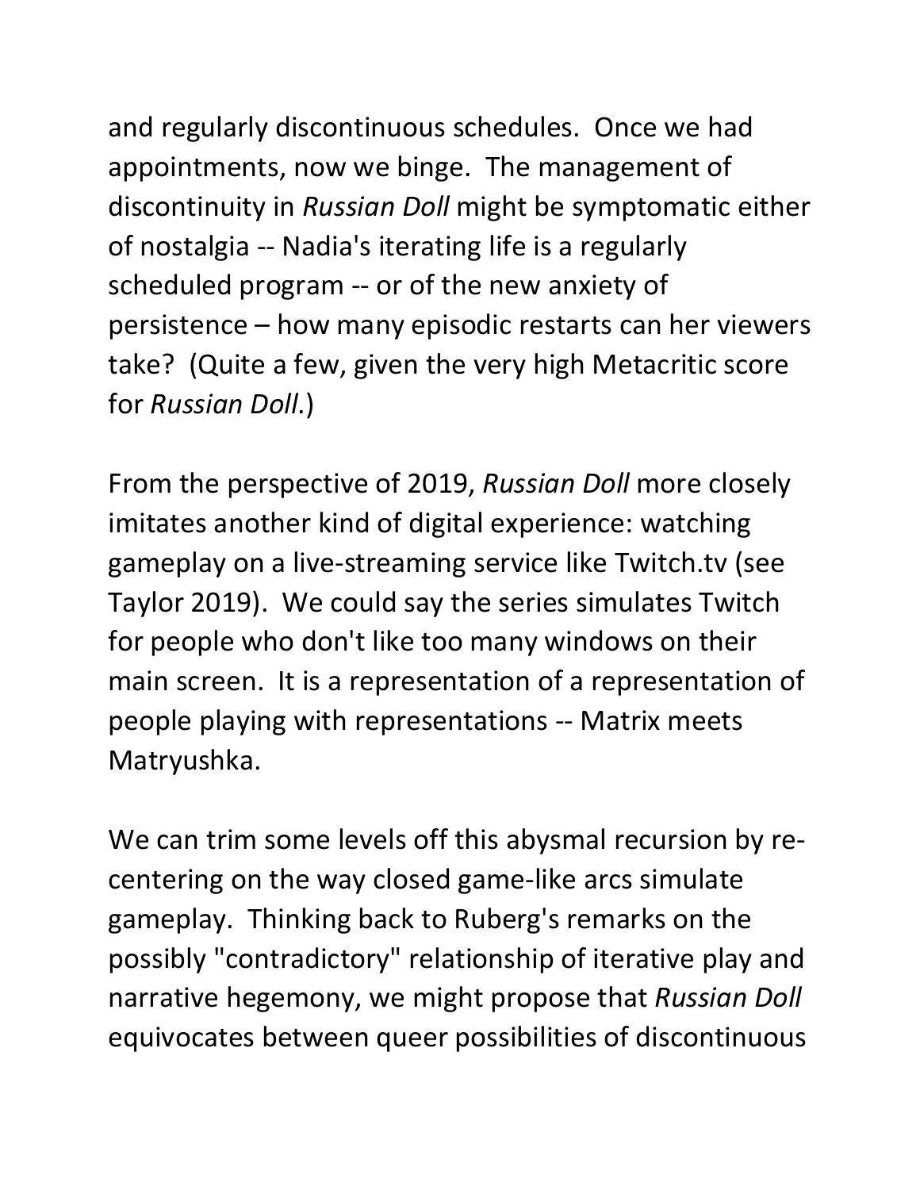and regularly discontinuous schedules. Once we had appointments, now we binge. The management of discontinuity in *Russian Doll* might be symptomatic either of nostalgia -- Nadia's iterating life is a regularly scheduled program -- or of the new anxiety of persistence – how many episodic restarts can her viewers take? (Quite a few, given the very high Metacritic score for *Russian Doll*.)

From the perspective of 2019, *Russian Doll* more closely imitates another kind of digital experience: watching gameplay on a live-streaming service like Twitch.tv (see Taylor 2019). We could say the series simulates Twitch for people who don't like too many windows on their main screen. It is a representation of a representation of people playing with representations -- Matrix meets Matryushka.

We can trim some levels off this abysmal recursion by re-centering on the way closed game-like arcs simulate gameplay. Thinking back to Ruberg's remarks on the possibly "contradictory" relationship of iterative play and narrative hegemony, we might propose that *Russian Doll* equivocates between queer possibilities of discontinuous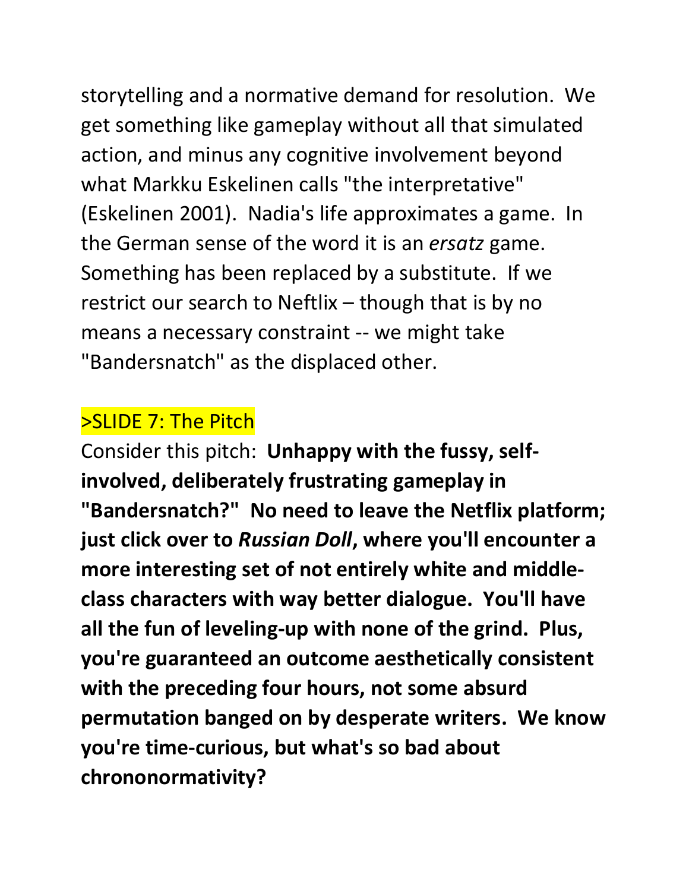storytelling and a normative demand for resolution. We get something like gameplay without all that simulated action, and minus any cognitive involvement beyond what Markku Eskelinen calls "the interpretative" (Eskelinen 2001). Nadia's life approximates a game. In the German sense of the word it is an *ersatz* game. Something has been replaced by a substitute. If we restrict our search to Neftlix – though that is by no means a necessary constraint -- we might take "Bandersnatch" as the displaced other.

>SLIDE 7: The Pitch

Consider this pitch: **Unhappy with the fussy, self-involved, deliberately frustrating gameplay in "Bandersnatch?" No need to leave the Netflix platform; just click over to *Russian Doll*, where you'll encounter a more interesting set of not entirely white and middle-class characters with way better dialogue. You'll have all the fun of leveling-up with none of the grind. Plus, you're guaranteed an outcome aesthetically consistent with the preceding four hours, not some absurd permutation banged on by desperate writers. We know you're time-curious, but what's so bad about chrononormativity?**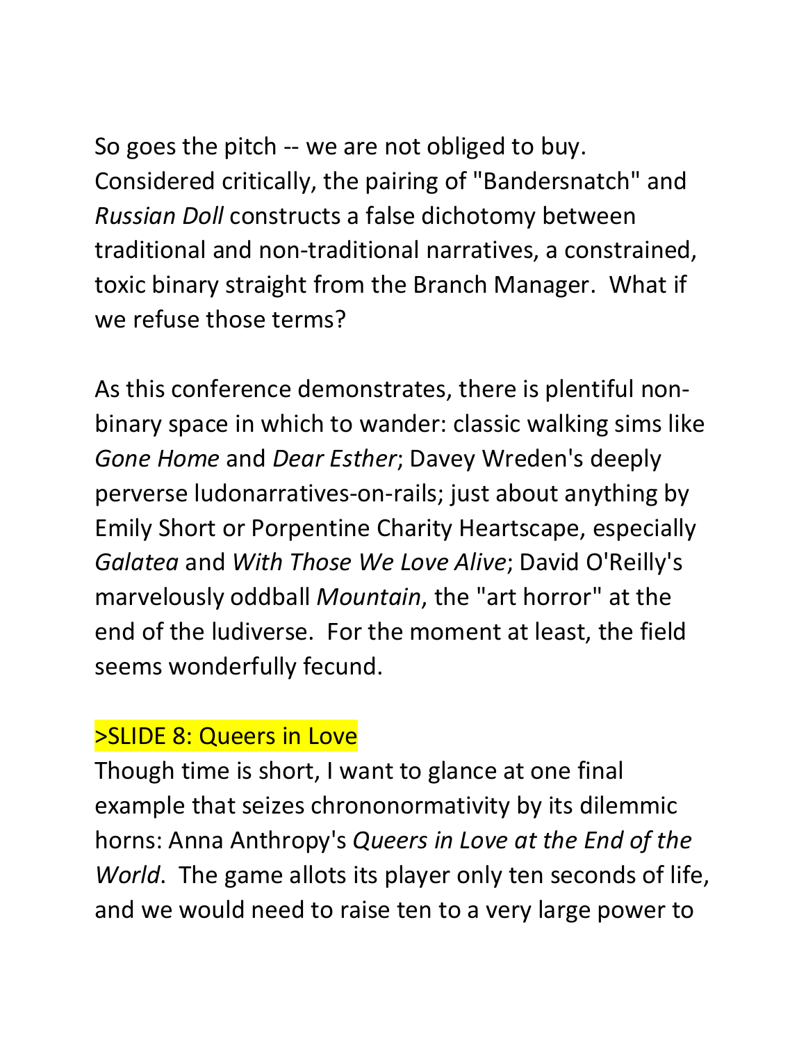So goes the pitch -- we are not obliged to buy. Considered critically, the pairing of "Bandersnatch" and *Russian Doll* constructs a false dichotomy between traditional and non-traditional narratives, a constrained, toxic binary straight from the Branch Manager. What if we refuse those terms?

As this conference demonstrates, there is plentiful non-binary space in which to wander: classic walking sims like *Gone Home* and *Dear Esther*; Davey Wreden's deeply perverse ludonarratives-on-rails; just about anything by Emily Short or Porpentine Charity Heartscape, especially *Galatea* and *With Those We Love Alive*; David O'Reilly's marvelously oddball *Mountain*, the "art horror" at the end of the ludiverse. For the moment at least, the field seems wonderfully fecund.

>SLIDE 8: Queers in Love

Though time is short, I want to glance at one final example that seizes chrononormativity by its dilemmic horns: Anna Anthropy's *Queers in Love at the End of the World*. The game allots its player only ten seconds of life, and we would need to raise ten to a very large power to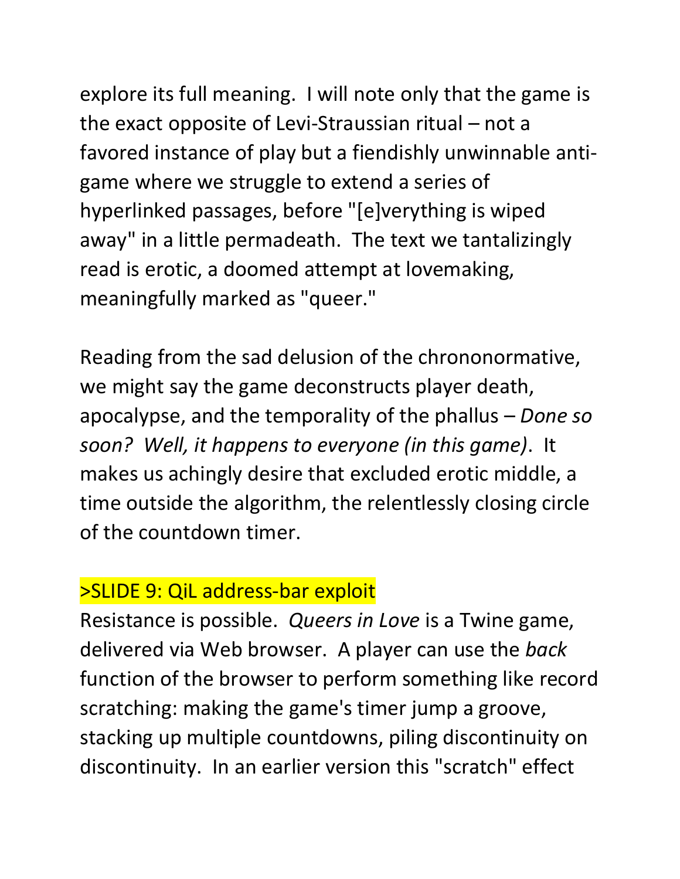explore its full meaning. I will note only that the game is the exact opposite of Levi-Straussian ritual – not a favored instance of play but a fiendishly unwinnable anti-game where we struggle to extend a series of hyperlinked passages, before "[e]verything is wiped away" in a little permadeath. The text we tantalizingly read is erotic, a doomed attempt at lovemaking, meaningfully marked as "queer."

Reading from the sad delusion of the chrononormative, we might say the game deconstructs player death, apocalypse, and the temporality of the phallus – *Done so soon? Well, it happens to everyone (in this game)*. It makes us achingly desire that excluded erotic middle, a time outside the algorithm, the relentlessly closing circle of the countdown timer.

>SLIDE 9: QiL address-bar exploit

Resistance is possible. *Queers in Love* is a Twine game, delivered via Web browser. A player can use the *back* function of the browser to perform something like record scratching: making the game's timer jump a groove, stacking up multiple countdowns, piling discontinuity on discontinuity. In an earlier version this "scratch" effect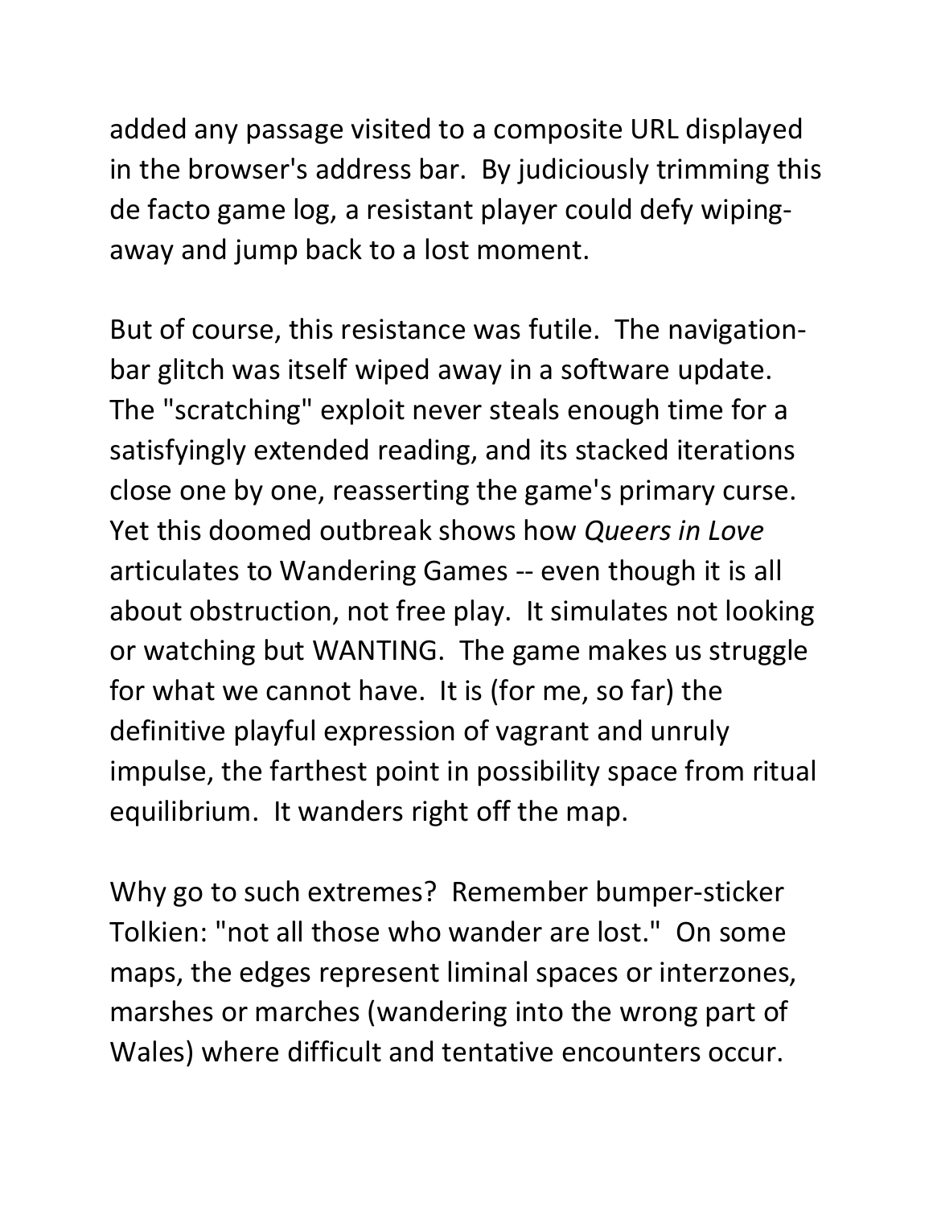added any passage visited to a composite URL displayed in the browser's address bar. By judiciously trimming this de facto game log, a resistant player could defy wiping-away and jump back to a lost moment.

But of course, this resistance was futile. The navigation-bar glitch was itself wiped away in a software update. The "scratching" exploit never steals enough time for a satisfyingly extended reading, and its stacked iterations close one by one, reasserting the game's primary curse. Yet this doomed outbreak shows how *Queers in Love* articulates to Wandering Games -- even though it is all about obstruction, not free play. It simulates not looking or watching but WANTING. The game makes us struggle for what we cannot have. It is (for me, so far) the definitive playful expression of vagrant and unruly impulse, the farthest point in possibility space from ritual equilibrium. It wanders right off the map.

Why go to such extremes? Remember bumper-sticker Tolkien: "not all those who wander are lost." On some maps, the edges represent liminal spaces or interzones, marshes or marches (wandering into the wrong part of Wales) where difficult and tentative encounters occur.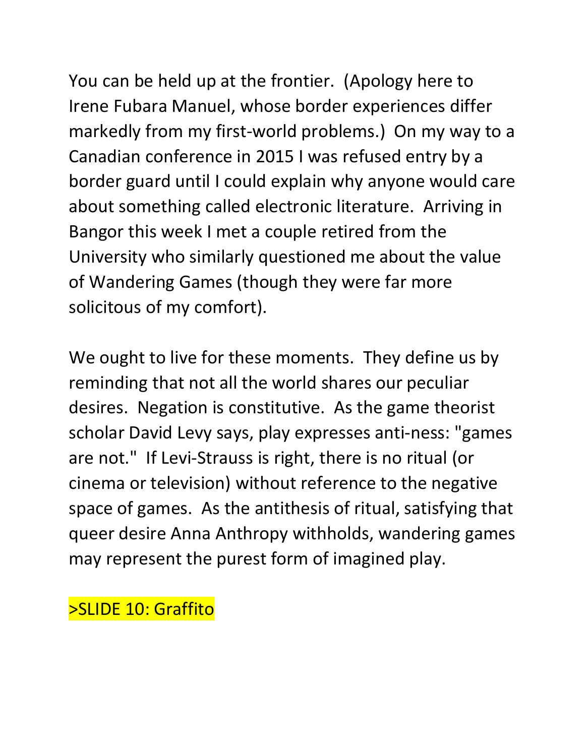You can be held up at the frontier. (Apology here to Irene Fubara Manuel, whose border experiences differ markedly from my first-world problems.) On my way to a Canadian conference in 2015 I was refused entry by a border guard until I could explain why anyone would care about something called electronic literature. Arriving in Bangor this week I met a couple retired from the University who similarly questioned me about the value of Wandering Games (though they were far more solicitous of my comfort).

We ought to live for these moments. They define us by reminding that not all the world shares our peculiar desires. Negation is constitutive. As the game theorist scholar David Levy says, play expresses anti-ness: "games are not." If Levi-Strauss is right, there is no ritual (or cinema or television) without reference to the negative space of games. As the antithesis of ritual, satisfying that queer desire Anna Anthropy withholds, wandering games may represent the purest form of imagined play.

>SLIDE 10: Graffito